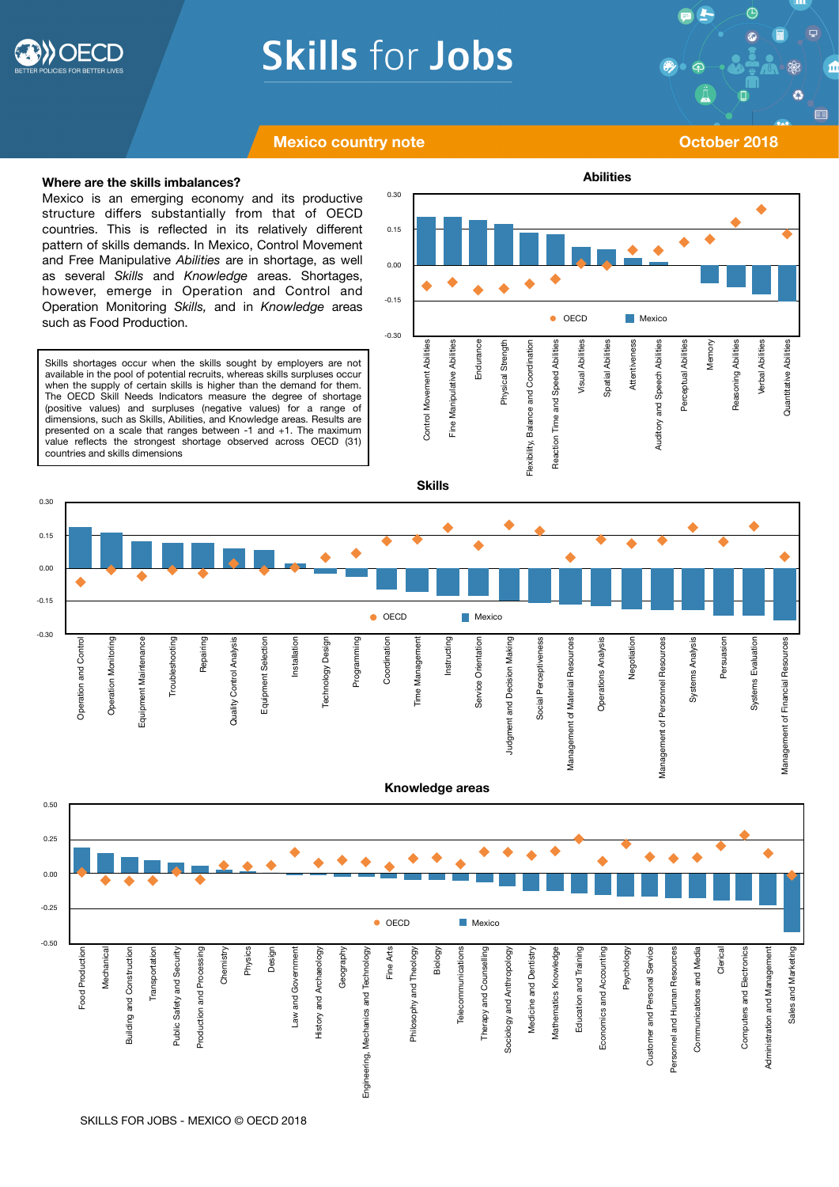# Skills for Jobs

**Mexico country note** — **October 2018**

### Where are the skills imbalances?

Mexico is an emerging economy and its productive structure differs substantially from that of OECD countries. This is reflected in its relatively different pattern of skills demands. In Mexico, Control Movement and Free Manipulative *Abilities* are in shortage, as well as several *Skills* and *Knowledge* areas. Shortages, however, emerge in Operation and Control and Operation Monitoring *Skills,* and in *Knowledge* areas such as Food Production.

Skills shortages occur when the skills sought by employers are not available in the pool of potential recruits, whereas skills surpluses occur when the supply of certain skills is higher than the demand for them. The OECD Skill Needs Indicators measure the degree of shortage (positive values) and surpluses (negative values) for a range of dimensions, such as Skills, Abilities, and Knowledge areas. Results are presented on a scale that ranges between -1 and +1. The maximum value reflects the strongest shortage observed across OECD (31) countries and skills dimensions

**Abilities**

Legend: OECD, Mexico

Categories: Control Movement Abilities, Fine Manipulative Abilities, Endurance, Physical Strength, Flexibility, Balance and Coordination, Reaction Time and Speed Abilities, Visual Abilities, Spatial Abilities, Attentiveness, Auditory and Speech Abilities, Perceptual Abilities, Memory, Reasoning Abilities, Verbal Abilities, Quantitative Abilities

**Skills**

Legend: OECD, Mexico

Categories: Operation and Control, Operation Monitoring, Equipment Maintenance, Troubleshooting, Repairing, Quality Control Analysis, Equipment Selection, Installation, Technology Design, Programming, Coordination, Time Management, Instructing, Service Orientation, Judgment and Decision Making, Social Perceptiveness, Management of Material Resources, Operations Analysis, Negotiation, Management of Personnel Resources, Systems Analysis, Persuasion, Systems Evaluation, Management of Financial Resources

**Knowledge areas**

Legend: OECD, Mexico

Categories: Food Production, Mechanical, Building and Construction, Transportation, Public Safety and Security, Production and Processing, Chemistry, Physics, Design, Law and Government, History and Archaeology, Geography, Engineering, Mechanics and Technology, Fine Arts, Philosophy and Theology, Biology, Telecommunications, Therapy and Counselling, Sociology and Anthropology, Medicine and Dentistry, Mathematics Knowledge, Education and Training, Economics and Accounting, Psychology, Customer and Personal Service, Personnel and Human Resources, Communications and Media, Clerical, Computers and Electronics, Administration and Management, Sales and Marketing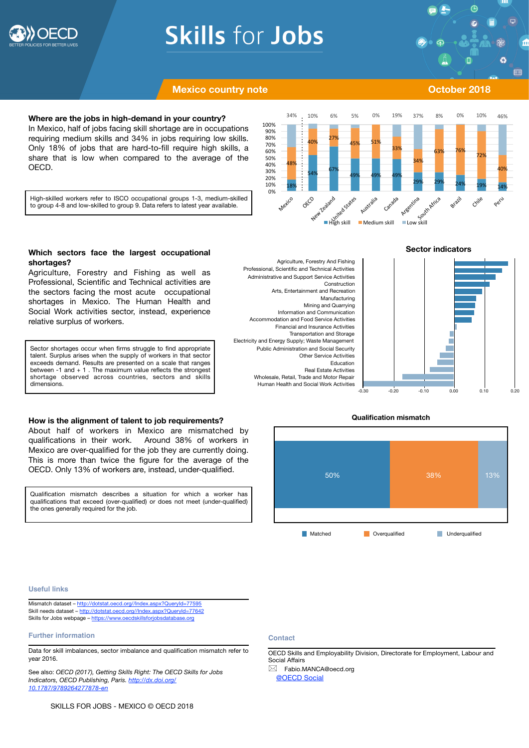# Skills for Jobs

OECD BETTER POLICIES FOR BETTER LIVES

**Mexico country note** **October 2018**

### Where are the jobs in high-demand in your country?

In Mexico, half of jobs facing skill shortage are in occupations requiring medium skills and 34% in jobs requiring low skills. Only 18% of jobs that are hard-to-fill require high skills, a share that is low when compared to the average of the OECD.

High-skilled workers refer to ISCO occupational groups 1-3, medium-skilled to group 4-8 and low-skilled to group 9. Data refers to latest year available.

34% 10% 6% 5% 0% 19% 37% 8% 0% 10% 46%

100% 90% 80% 70% 60% 50% 40% 30% 20% 10% 0%

48% 18% 40% 54% 27% 67% 45% 49% 51% 49% 33% 49% 34% 29% 63% 29% 76% 24% 72% 19% 40% 14%

Mexico OECD New Zealand United States Australia Canada Argentina South Africa Brazil Chile Peru

High skill Medium skill Low skill

### Which sectors face the largest occupational shortages?

Agriculture, Forestry and Fishing as well as Professional, Scientific and Technical activities are the sectors facing the most acute occupational shortages in Mexico. The Human Health and Social Work activities sector, instead, experience relative surplus of workers.

Sector shortages occur when firms struggle to find appropriate talent. Surplus arises when the supply of workers in that sector exceeds demand. Results are presented on a scale that ranges between -1 and + 1 . The maximum value reflects the strongest shortage observed across countries, sectors and skills dimensions.

**Sector indicators**

Agriculture, Forestry And Fishing
Professional, Scientific and Technical Activities
Administrative and Support Service Activities
Construction
Arts, Entertainment and Recreation
Manufacturing
Mining and Quarrying
Information and Communication
Accommodation and Food Service Activities
Financial and Insurance Activities
Transportation and Storage
Electricity and Energy Supply; Waste Management
Public Administration and Social Security
Other Service Activities
Education
Real Estate Activities
Wholesale, Retail, Trade and Motor Repair
Human Health and Social Work Activities

-0.30 -0.20 -0.10 0.00 0.10 0.20

### How is the alignment of talent to job requirements?

About half of workers in Mexico are mismatched by qualifications in their work. Around 38% of workers in Mexico are over-qualified for the job they are currently doing. This is more than twice the figure for the average of the OECD. Only 13% of workers are, instead, under-qualified.

Qualification mismatch describes a situation for which a worker has qualifications that exceed (over-qualified) or does not meet (under-qualified) the ones generally required for the job.

**Qualification mismatch**

50% 38% 13%

Matched Overqualified Underqualified

#### Useful links

Mismatch dataset – http://dotstat.oecd.org//Index.aspx?QueryId=77595
Skill needs dataset – http://dotstat.oecd.org//Index.aspx?QueryId=77642
Skills for Jobs webpage – https://www.oecdskillsforjobsdatabase.org

#### Further information

Data for skill imbalances, sector imbalance and qualification mismatch refer to year 2016.

See also: *OECD (2017), Getting Skills Right: The OECD Skills for Jobs Indicators, OECD Publishing, Paris. http://dx.doi.org/10.1787/9789264277878-en*

#### Contact

OECD Skills and Employability Division, Directorate for Employment, Labour and Social Affairs

Fabio.MANCA@oecd.org

@OECD Social

SKILLS FOR JOBS - MEXICO © OECD 2018